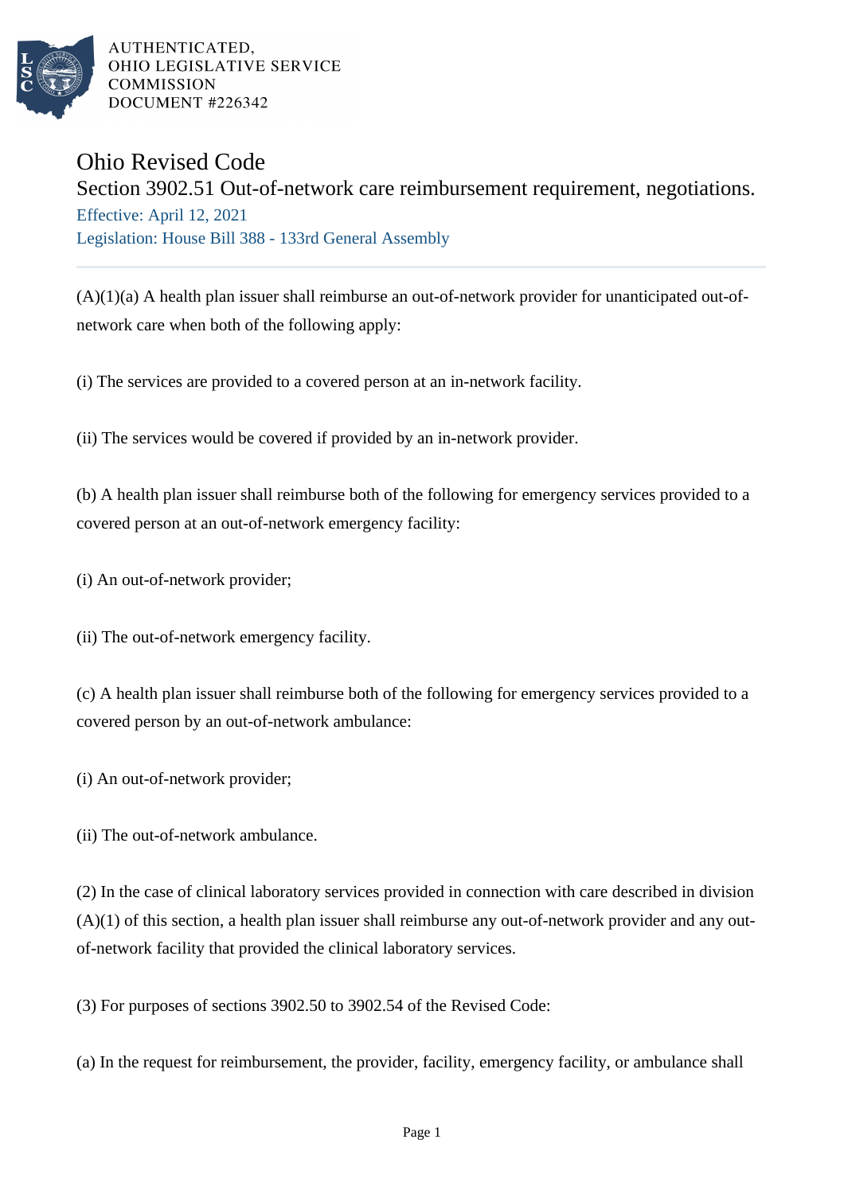AUTHENTICATED,
OHIO LEGISLATIVE SERVICE
COMMISSION
DOCUMENT #226342

# Ohio Revised Code

## Section 3902.51 Out-of-network care reimbursement requirement, negotiations.

Effective: April 12, 2021

Legislation: House Bill 388 - 133rd General Assembly

---

(A)(1)(a) A health plan issuer shall reimburse an out-of-network provider for unanticipated out-of-network care when both of the following apply:

(i) The services are provided to a covered person at an in-network facility.

(ii) The services would be covered if provided by an in-network provider.

(b) A health plan issuer shall reimburse both of the following for emergency services provided to a covered person at an out-of-network emergency facility:

(i) An out-of-network provider;

(ii) The out-of-network emergency facility.

(c) A health plan issuer shall reimburse both of the following for emergency services provided to a covered person by an out-of-network ambulance:

(i) An out-of-network provider;

(ii) The out-of-network ambulance.

(2) In the case of clinical laboratory services provided in connection with care described in division (A)(1) of this section, a health plan issuer shall reimburse any out-of-network provider and any out-of-network facility that provided the clinical laboratory services.

(3) For purposes of sections 3902.50 to 3902.54 of the Revised Code:

(a) In the request for reimbursement, the provider, facility, emergency facility, or ambulance shall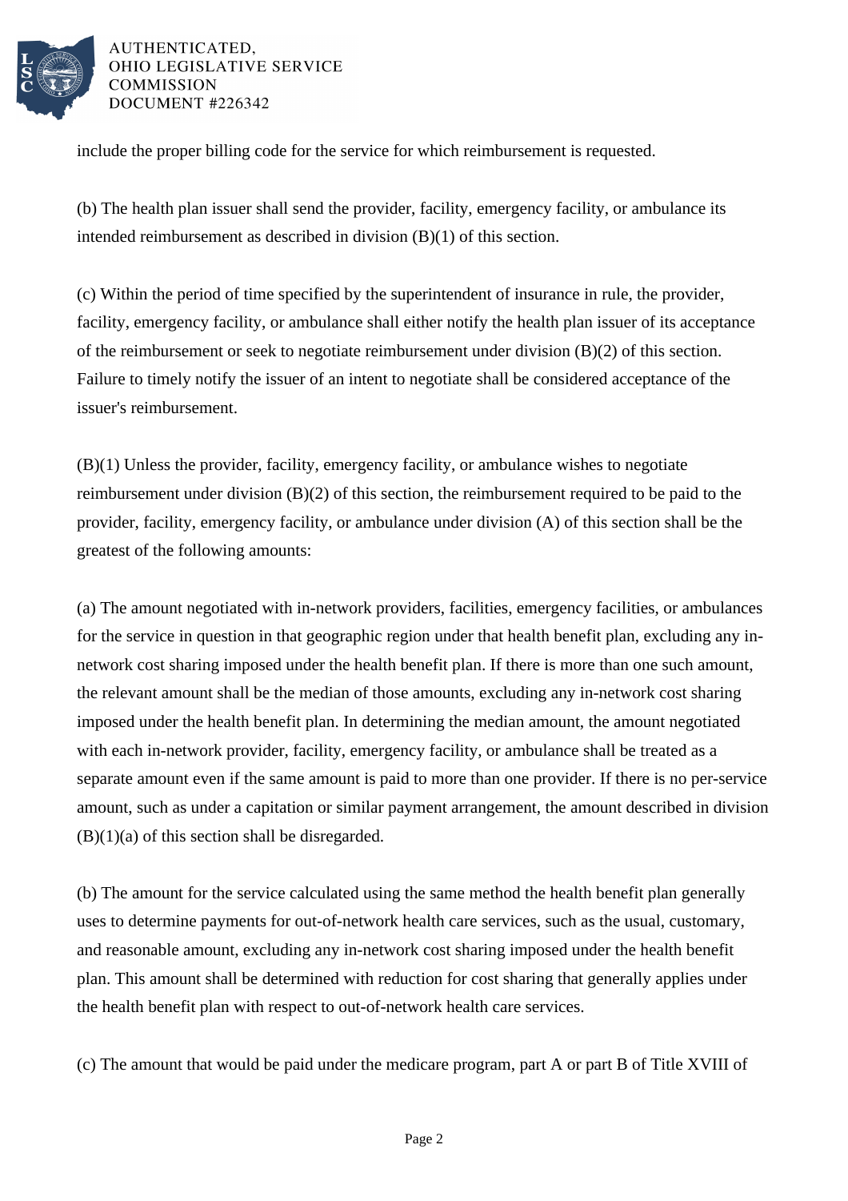include the proper billing code for the service for which reimbursement is requested.

(b) The health plan issuer shall send the provider, facility, emergency facility, or ambulance its intended reimbursement as described in division (B)(1) of this section.

(c) Within the period of time specified by the superintendent of insurance in rule, the provider, facility, emergency facility, or ambulance shall either notify the health plan issuer of its acceptance of the reimbursement or seek to negotiate reimbursement under division (B)(2) of this section. Failure to timely notify the issuer of an intent to negotiate shall be considered acceptance of the issuer's reimbursement.

(B)(1) Unless the provider, facility, emergency facility, or ambulance wishes to negotiate reimbursement under division (B)(2) of this section, the reimbursement required to be paid to the provider, facility, emergency facility, or ambulance under division (A) of this section shall be the greatest of the following amounts:

(a) The amount negotiated with in-network providers, facilities, emergency facilities, or ambulances for the service in question in that geographic region under that health benefit plan, excluding any in-network cost sharing imposed under the health benefit plan. If there is more than one such amount, the relevant amount shall be the median of those amounts, excluding any in-network cost sharing imposed under the health benefit plan. In determining the median amount, the amount negotiated with each in-network provider, facility, emergency facility, or ambulance shall be treated as a separate amount even if the same amount is paid to more than one provider. If there is no per-service amount, such as under a capitation or similar payment arrangement, the amount described in division (B)(1)(a) of this section shall be disregarded.

(b) The amount for the service calculated using the same method the health benefit plan generally uses to determine payments for out-of-network health care services, such as the usual, customary, and reasonable amount, excluding any in-network cost sharing imposed under the health benefit plan. This amount shall be determined with reduction for cost sharing that generally applies under the health benefit plan with respect to out-of-network health care services.

(c) The amount that would be paid under the medicare program, part A or part B of Title XVIII of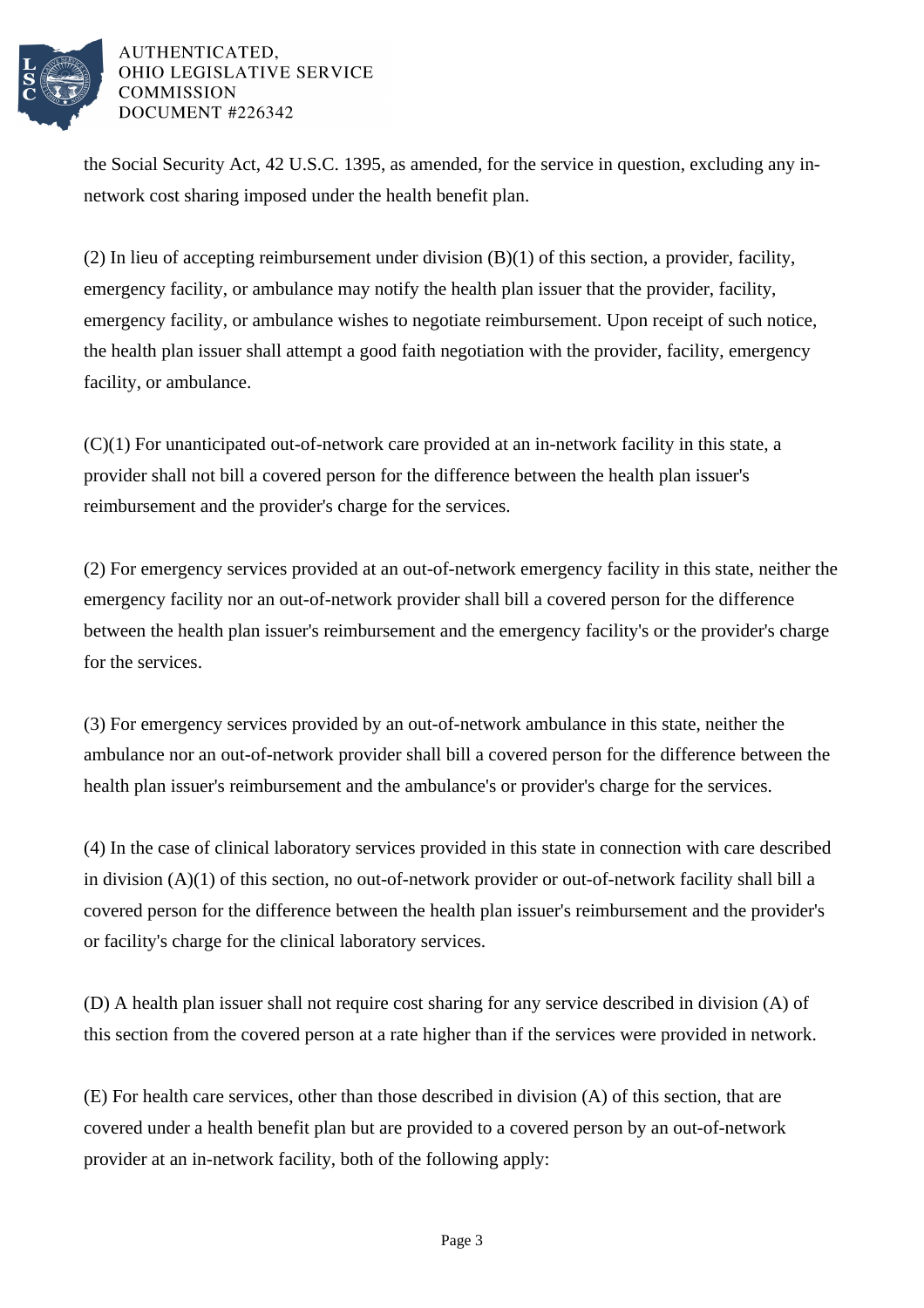the Social Security Act, 42 U.S.C. 1395, as amended, for the service in question, excluding any in-network cost sharing imposed under the health benefit plan.

(2) In lieu of accepting reimbursement under division (B)(1) of this section, a provider, facility, emergency facility, or ambulance may notify the health plan issuer that the provider, facility, emergency facility, or ambulance wishes to negotiate reimbursement. Upon receipt of such notice, the health plan issuer shall attempt a good faith negotiation with the provider, facility, emergency facility, or ambulance.

(C)(1) For unanticipated out-of-network care provided at an in-network facility in this state, a provider shall not bill a covered person for the difference between the health plan issuer's reimbursement and the provider's charge for the services.

(2) For emergency services provided at an out-of-network emergency facility in this state, neither the emergency facility nor an out-of-network provider shall bill a covered person for the difference between the health plan issuer's reimbursement and the emergency facility's or the provider's charge for the services.

(3) For emergency services provided by an out-of-network ambulance in this state, neither the ambulance nor an out-of-network provider shall bill a covered person for the difference between the health plan issuer's reimbursement and the ambulance's or provider's charge for the services.

(4) In the case of clinical laboratory services provided in this state in connection with care described in division (A)(1) of this section, no out-of-network provider or out-of-network facility shall bill a covered person for the difference between the health plan issuer's reimbursement and the provider's or facility's charge for the clinical laboratory services.

(D) A health plan issuer shall not require cost sharing for any service described in division (A) of this section from the covered person at a rate higher than if the services were provided in network.

(E) For health care services, other than those described in division (A) of this section, that are covered under a health benefit plan but are provided to a covered person by an out-of-network provider at an in-network facility, both of the following apply: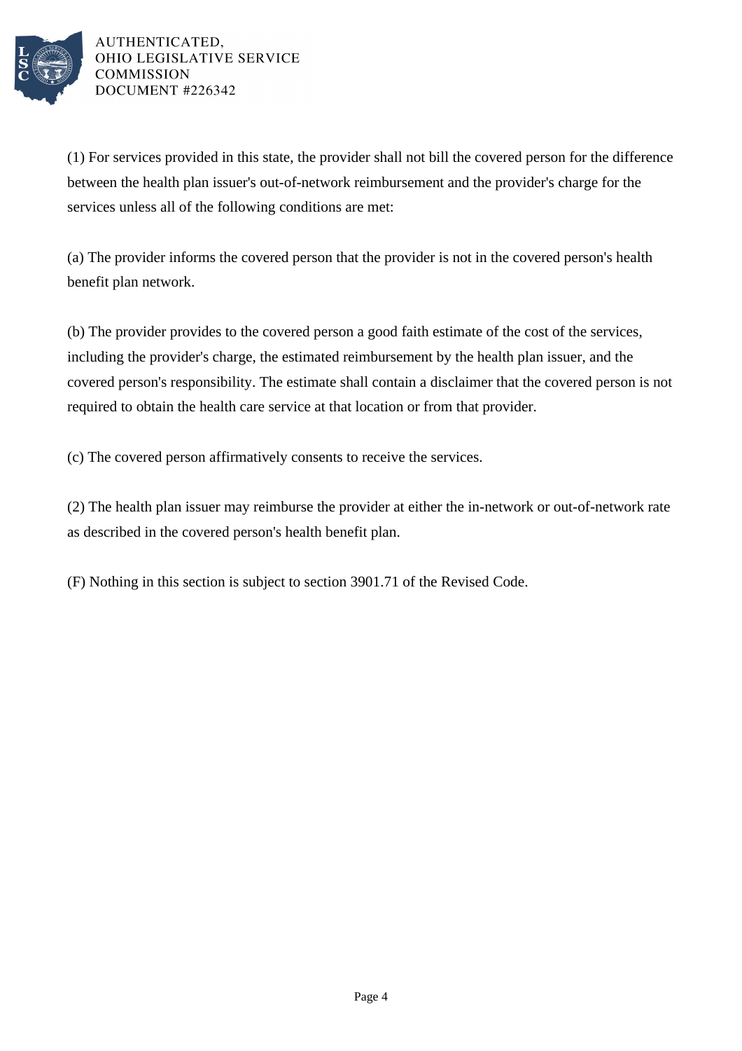(1) For services provided in this state, the provider shall not bill the covered person for the difference between the health plan issuer's out-of-network reimbursement and the provider's charge for the services unless all of the following conditions are met:

(a) The provider informs the covered person that the provider is not in the covered person's health benefit plan network.

(b) The provider provides to the covered person a good faith estimate of the cost of the services, including the provider's charge, the estimated reimbursement by the health plan issuer, and the covered person's responsibility. The estimate shall contain a disclaimer that the covered person is not required to obtain the health care service at that location or from that provider.

(c) The covered person affirmatively consents to receive the services.

(2) The health plan issuer may reimburse the provider at either the in-network or out-of-network rate as described in the covered person's health benefit plan.

(F) Nothing in this section is subject to section 3901.71 of the Revised Code.